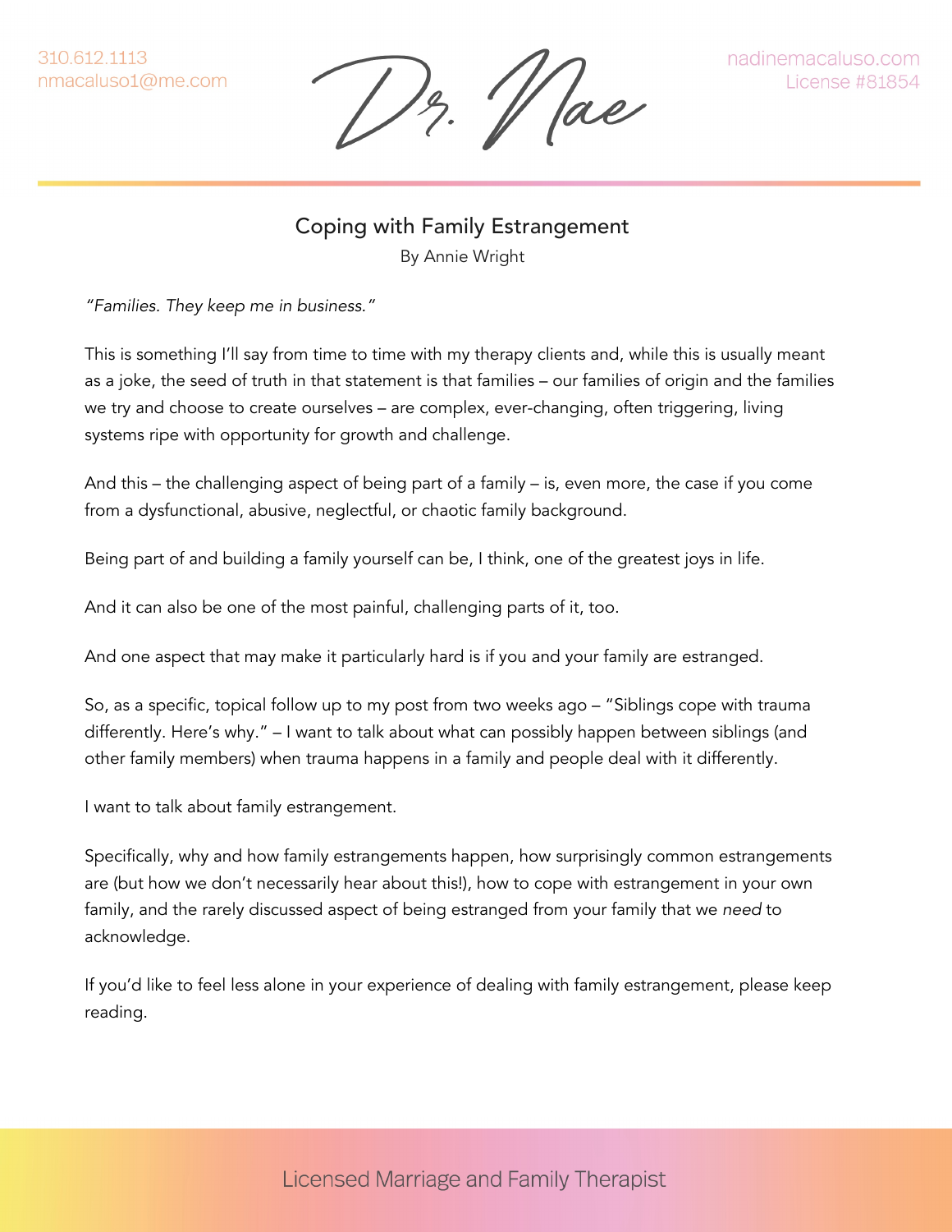# Coping with Family Estrangement

By Annie Wright

*"Families. They keep me in business."*

This is something I'll say from time to time with my therapy clients and, while this is usually meant as a joke, the seed of truth in that statement is that families – our families of origin and the families we try and choose to create ourselves – are complex, ever-changing, often triggering, living systems ripe with opportunity for growth and challenge.

And this – the challenging aspect of being part of a family – is, even more, the case if you come from a dysfunctional, abusive, neglectful, or chaotic family background.

Being part of and building a family yourself can be, I think, one of the greatest joys in life.

And it can also be one of the most painful, challenging parts of it, too.

And one aspect that may make it particularly hard is if you and your family are estranged.

So, as a specific, topical follow up to my post from two weeks ago – "Siblings cope with trauma differently. Here's why." – I want to talk about what can possibly happen between siblings (and other family members) when trauma happens in a family and people deal with it differently.

I want to talk about family estrangement.

Specifically, why and how family estrangements happen, how surprisingly common estrangements are (but how we don't necessarily hear about this!), how to cope with estrangement in your own family, and the rarely discussed aspect of being estranged from your family that we *need* to acknowledge.

If you'd like to feel less alone in your experience of dealing with family estrangement, please keep reading.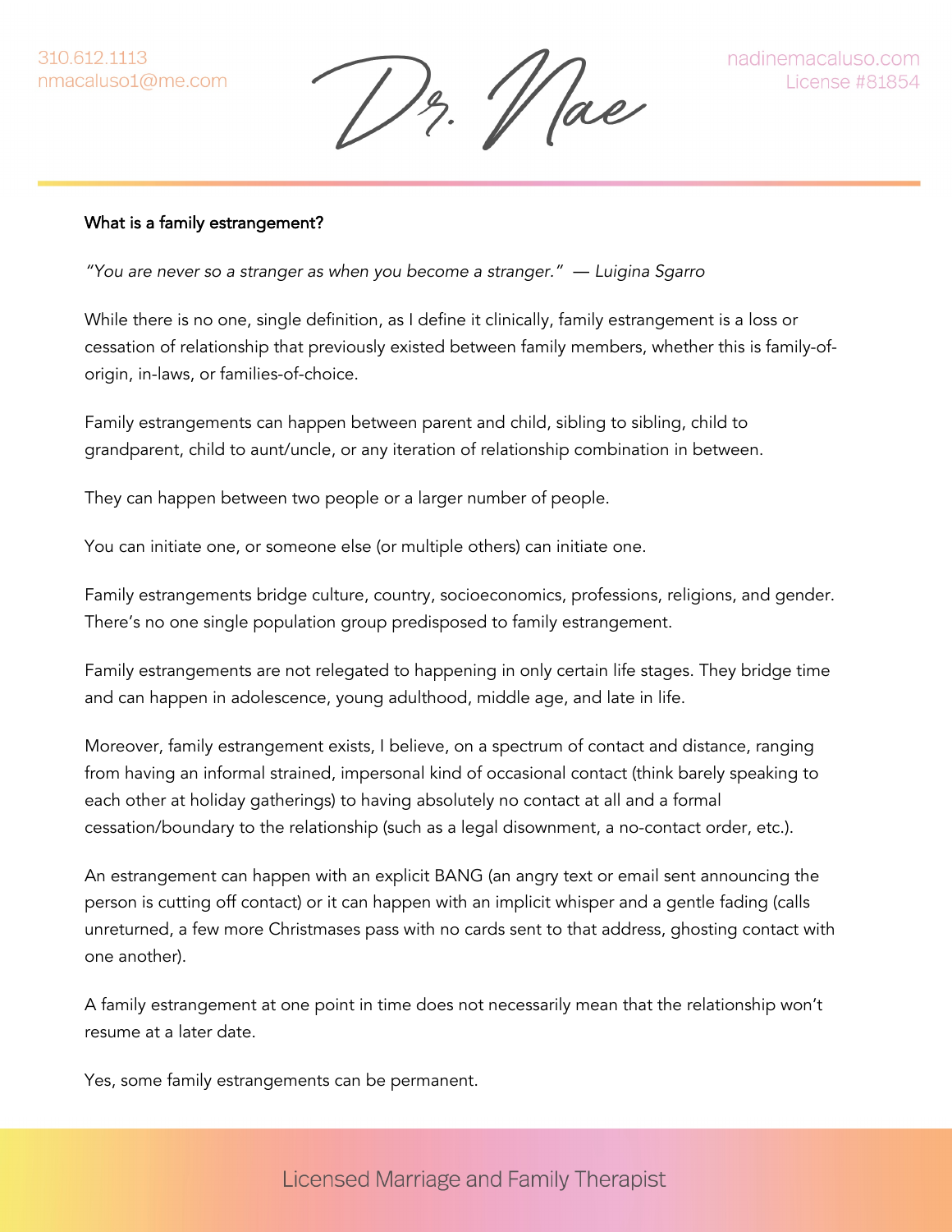**What is a family estrangement?**

*"You are never so a stranger as when you become a stranger." — Luigina Sgarro*

While there is no one, single definition, as I define it clinically, family estrangement is a loss or cessation of relationship that previously existed between family members, whether this is family-of-origin, in-laws, or families-of-choice.

Family estrangements can happen between parent and child, sibling to sibling, child to grandparent, child to aunt/uncle, or any iteration of relationship combination in between.

They can happen between two people or a larger number of people.

You can initiate one, or someone else (or multiple others) can initiate one.

Family estrangements bridge culture, country, socioeconomics, professions, religions, and gender. There's no one single population group predisposed to family estrangement.

Family estrangements are not relegated to happening in only certain life stages. They bridge time and can happen in adolescence, young adulthood, middle age, and late in life.

Moreover, family estrangement exists, I believe, on a spectrum of contact and distance, ranging from having an informal strained, impersonal kind of occasional contact (think barely speaking to each other at holiday gatherings) to having absolutely no contact at all and a formal cessation/boundary to the relationship (such as a legal disownment, a no-contact order, etc.).

An estrangement can happen with an explicit BANG (an angry text or email sent announcing the person is cutting off contact) or it can happen with an implicit whisper and a gentle fading (calls unreturned, a few more Christmases pass with no cards sent to that address, ghosting contact with one another).

A family estrangement at one point in time does not necessarily mean that the relationship won't resume at a later date.

Yes, some family estrangements can be permanent.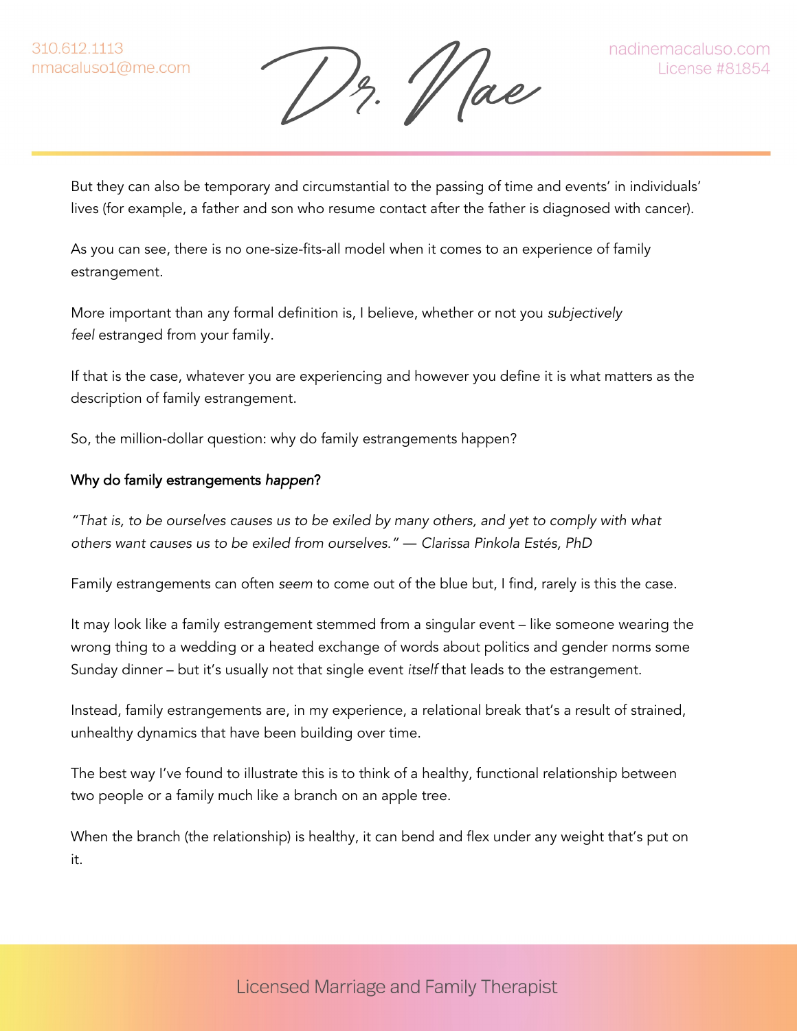But they can also be temporary and circumstantial to the passing of time and events' in individuals' lives (for example, a father and son who resume contact after the father is diagnosed with cancer).

As you can see, there is no one-size-fits-all model when it comes to an experience of family estrangement.

More important than any formal definition is, I believe, whether or not you *subjectively feel* estranged from your family.

If that is the case, whatever you are experiencing and however you define it is what matters as the description of family estrangement.

So, the million-dollar question: why do family estrangements happen?

## Why do family estrangements *happen*?

*"That is, to be ourselves causes us to be exiled by many others, and yet to comply with what others want causes us to be exiled from ourselves." — Clarissa Pinkola Estés, PhD*

Family estrangements can often *seem* to come out of the blue but, I find, rarely is this the case.

It may look like a family estrangement stemmed from a singular event – like someone wearing the wrong thing to a wedding or a heated exchange of words about politics and gender norms some Sunday dinner – but it's usually not that single event *itself* that leads to the estrangement.

Instead, family estrangements are, in my experience, a relational break that's a result of strained, unhealthy dynamics that have been building over time.

The best way I've found to illustrate this is to think of a healthy, functional relationship between two people or a family much like a branch on an apple tree.

When the branch (the relationship) is healthy, it can bend and flex under any weight that's put on it.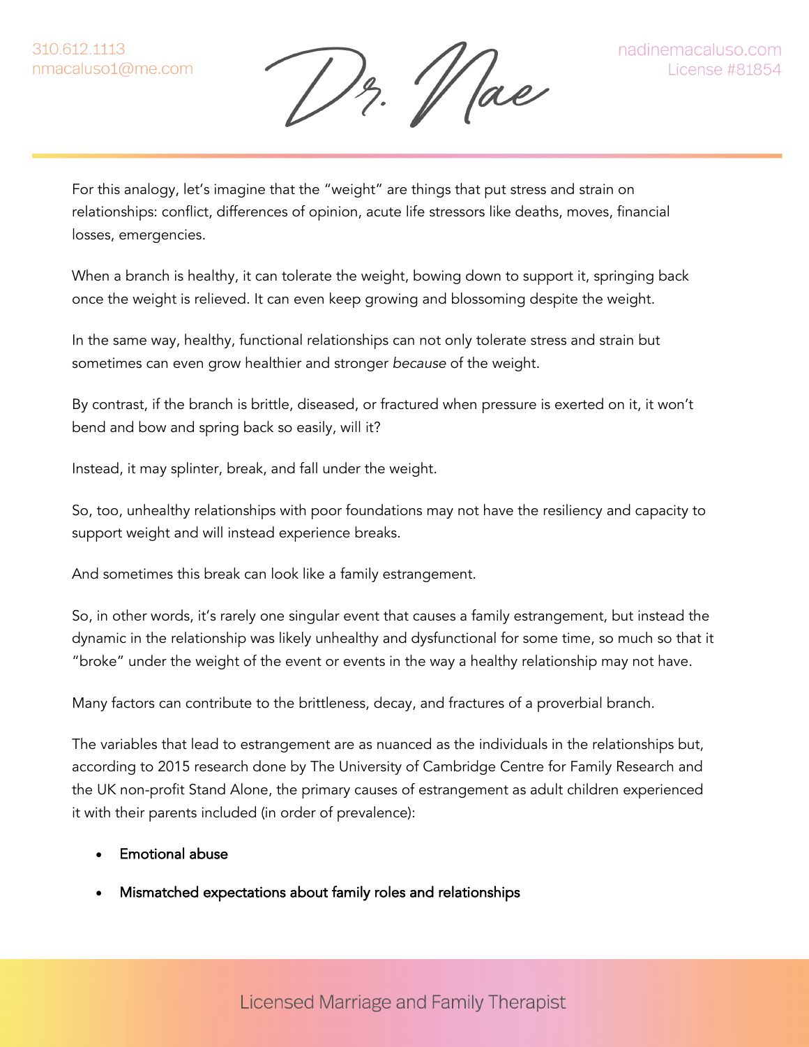For this analogy, let's imagine that the "weight" are things that put stress and strain on relationships: conflict, differences of opinion, acute life stressors like deaths, moves, financial losses, emergencies.

When a branch is healthy, it can tolerate the weight, bowing down to support it, springing back once the weight is relieved. It can even keep growing and blossoming despite the weight.

In the same way, healthy, functional relationships can not only tolerate stress and strain but sometimes can even grow healthier and stronger *because* of the weight.

By contrast, if the branch is brittle, diseased, or fractured when pressure is exerted on it, it won't bend and bow and spring back so easily, will it?

Instead, it may splinter, break, and fall under the weight.

So, too, unhealthy relationships with poor foundations may not have the resiliency and capacity to support weight and will instead experience breaks.

And sometimes this break can look like a family estrangement.

So, in other words, it's rarely one singular event that causes a family estrangement, but instead the dynamic in the relationship was likely unhealthy and dysfunctional for some time, so much so that it "broke" under the weight of the event or events in the way a healthy relationship may not have.

Many factors can contribute to the brittleness, decay, and fractures of a proverbial branch.

The variables that lead to estrangement are as nuanced as the individuals in the relationships but, according to 2015 research done by The University of Cambridge Centre for Family Research and the UK non-profit Stand Alone, the primary causes of estrangement as adult children experienced it with their parents included (in order of prevalence):

- Emotional abuse
- Mismatched expectations about family roles and relationships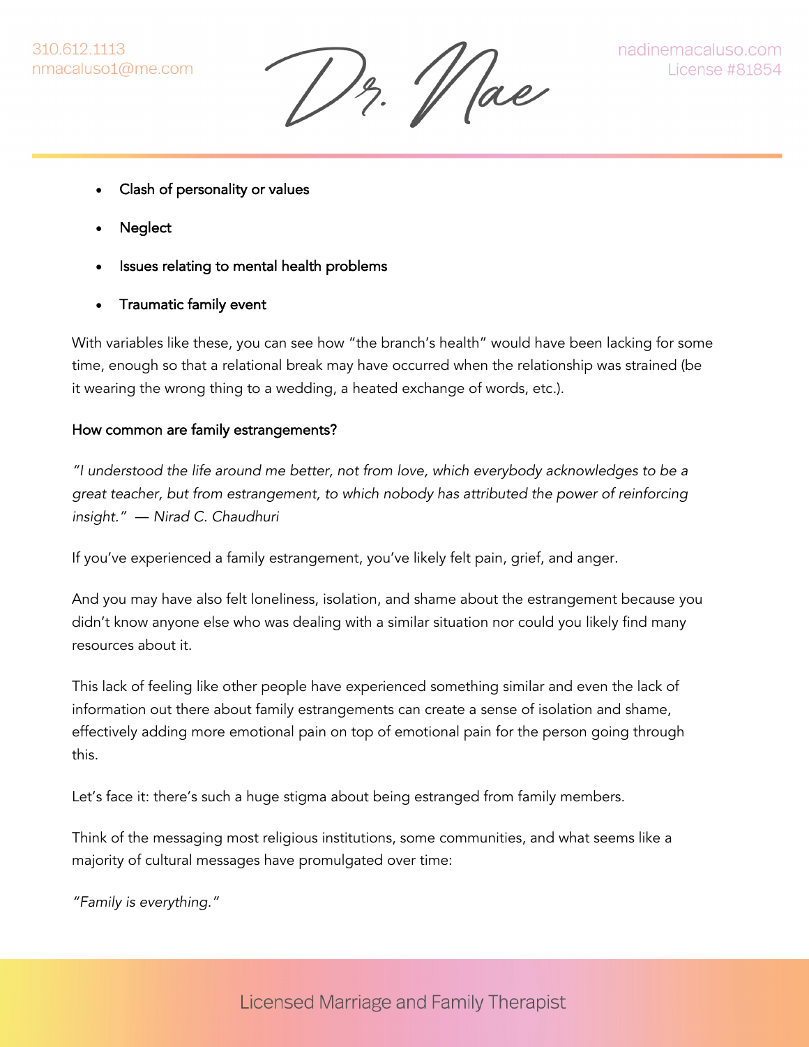- Clash of personality or values
- Neglect
- Issues relating to mental health problems
- Traumatic family event

With variables like these, you can see how "the branch's health" would have been lacking for some time, enough so that a relational break may have occurred when the relationship was strained (be it wearing the wrong thing to a wedding, a heated exchange of words, etc.).

### How common are family estrangements?

*"I understood the life around me better, not from love, which everybody acknowledges to be a great teacher, but from estrangement, to which nobody has attributed the power of reinforcing insight." — Nirad C. Chaudhuri*

If you've experienced a family estrangement, you've likely felt pain, grief, and anger.

And you may have also felt loneliness, isolation, and shame about the estrangement because you didn't know anyone else who was dealing with a similar situation nor could you likely find many resources about it.

This lack of feeling like other people have experienced something similar and even the lack of information out there about family estrangements can create a sense of isolation and shame, effectively adding more emotional pain on top of emotional pain for the person going through this.

Let's face it: there's such a huge stigma about being estranged from family members.

Think of the messaging most religious institutions, some communities, and what seems like a majority of cultural messages have promulgated over time:

*"Family is everything."*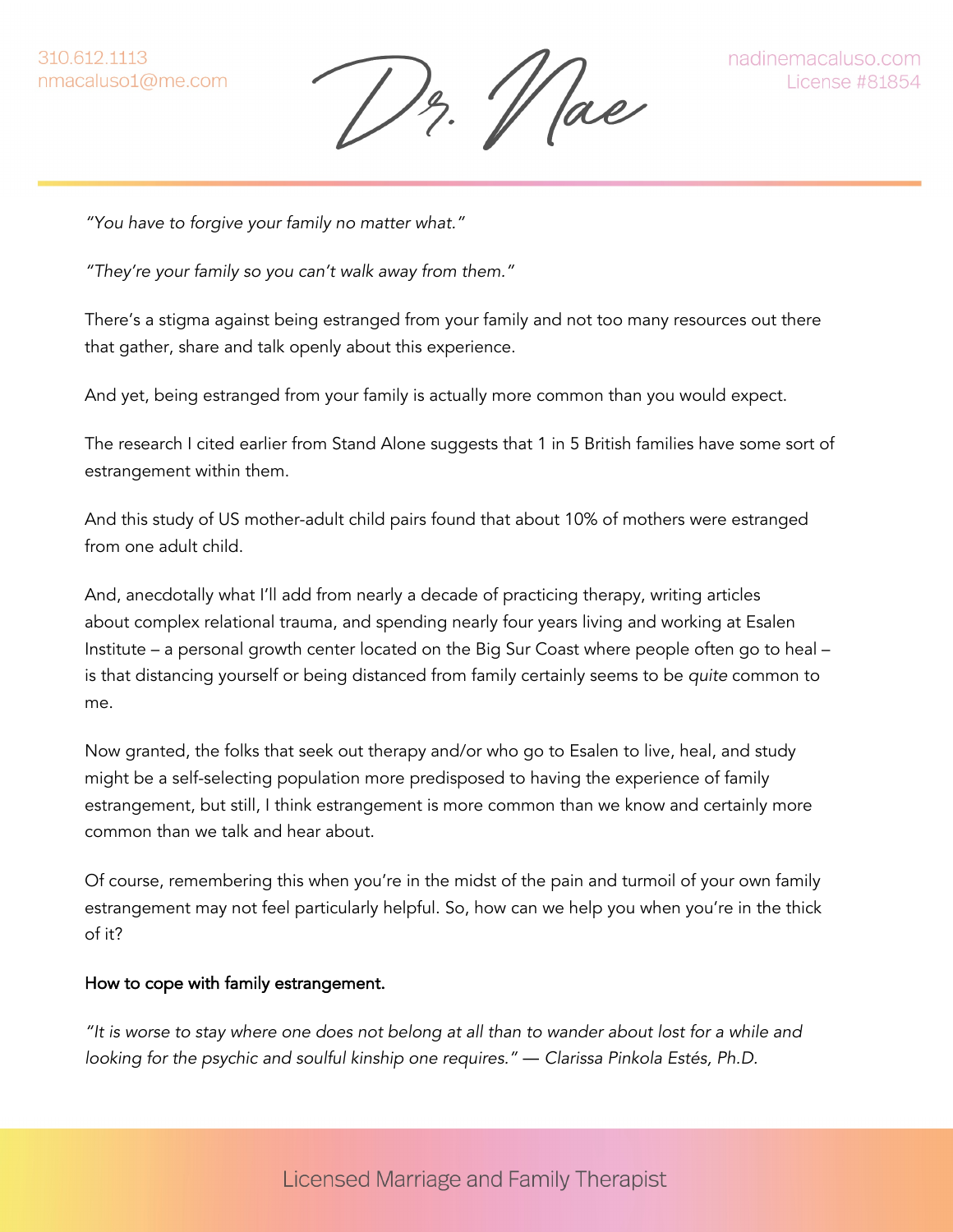*"You have to forgive your family no matter what."*

*"They're your family so you can't walk away from them."*

There's a stigma against being estranged from your family and not too many resources out there that gather, share and talk openly about this experience.

And yet, being estranged from your family is actually more common than you would expect.

The research I cited earlier from Stand Alone suggests that 1 in 5 British families have some sort of estrangement within them.

And this study of US mother-adult child pairs found that about 10% of mothers were estranged from one adult child.

And, anecdotally what I'll add from nearly a decade of practicing therapy, writing articles about complex relational trauma, and spending nearly four years living and working at Esalen Institute – a personal growth center located on the Big Sur Coast where people often go to heal – is that distancing yourself or being distanced from family certainly seems to be *quite* common to me.

Now granted, the folks that seek out therapy and/or who go to Esalen to live, heal, and study might be a self-selecting population more predisposed to having the experience of family estrangement, but still, I think estrangement is more common than we know and certainly more common than we talk and hear about.

Of course, remembering this when you're in the midst of the pain and turmoil of your own family estrangement may not feel particularly helpful. So, how can we help you when you're in the thick of it?

## How to cope with family estrangement.

*"It is worse to stay where one does not belong at all than to wander about lost for a while and looking for the psychic and soulful kinship one requires." — Clarissa Pinkola Estés, Ph.D.*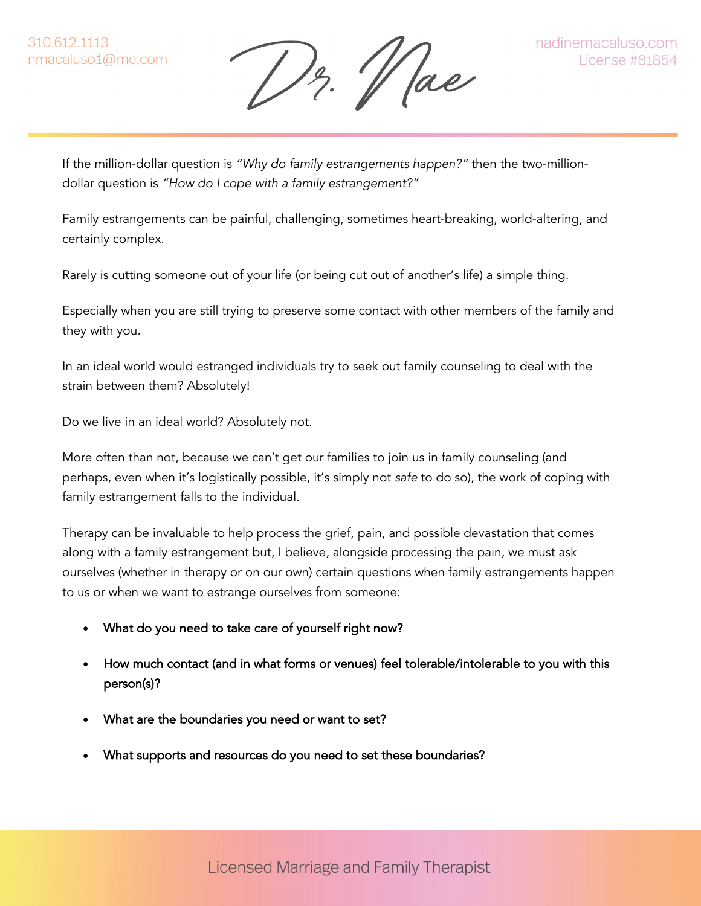If the million-dollar question is *"Why do family estrangements happen?"* then the two-million-dollar question is *"How do I cope with a family estrangement?"*

Family estrangements can be painful, challenging, sometimes heart-breaking, world-altering, and certainly complex.

Rarely is cutting someone out of your life (or being cut out of another's life) a simple thing.

Especially when you are still trying to preserve some contact with other members of the family and they with you.

In an ideal world would estranged individuals try to seek out family counseling to deal with the strain between them? Absolutely!

Do we live in an ideal world? Absolutely not.

More often than not, because we can't get our families to join us in family counseling (and perhaps, even when it's logistically possible, it's simply not *safe* to do so), the work of coping with family estrangement falls to the individual.

Therapy can be invaluable to help process the grief, pain, and possible devastation that comes along with a family estrangement but, I believe, alongside processing the pain, we must ask ourselves (whether in therapy or on our own) certain questions when family estrangements happen to us or when we want to estrange ourselves from someone:

- What do you need to take care of yourself right now?
- How much contact (and in what forms or venues) feel tolerable/intolerable to you with this person(s)?
- What are the boundaries you need or want to set?
- What supports and resources do you need to set these boundaries?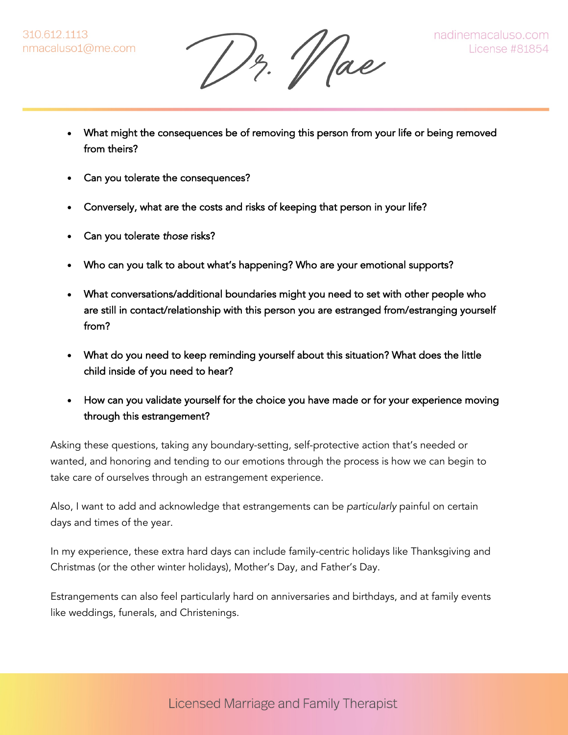- What might the consequences be of removing this person from your life or being removed from theirs?
- Can you tolerate the consequences?
- Conversely, what are the costs and risks of keeping that person in your life?
- Can you tolerate *those* risks?
- Who can you talk to about what's happening? Who are your emotional supports?
- What conversations/additional boundaries might you need to set with other people who are still in contact/relationship with this person you are estranged from/estranging yourself from?
- What do you need to keep reminding yourself about this situation? What does the little child inside of you need to hear?
- How can you validate yourself for the choice you have made or for your experience moving through this estrangement?

Asking these questions, taking any boundary-setting, self-protective action that's needed or wanted, and honoring and tending to our emotions through the process is how we can begin to take care of ourselves through an estrangement experience.

Also, I want to add and acknowledge that estrangements can be *particularly* painful on certain days and times of the year.

In my experience, these extra hard days can include family-centric holidays like Thanksgiving and Christmas (or the other winter holidays), Mother's Day, and Father's Day.

Estrangements can also feel particularly hard on anniversaries and birthdays, and at family events like weddings, funerals, and Christenings.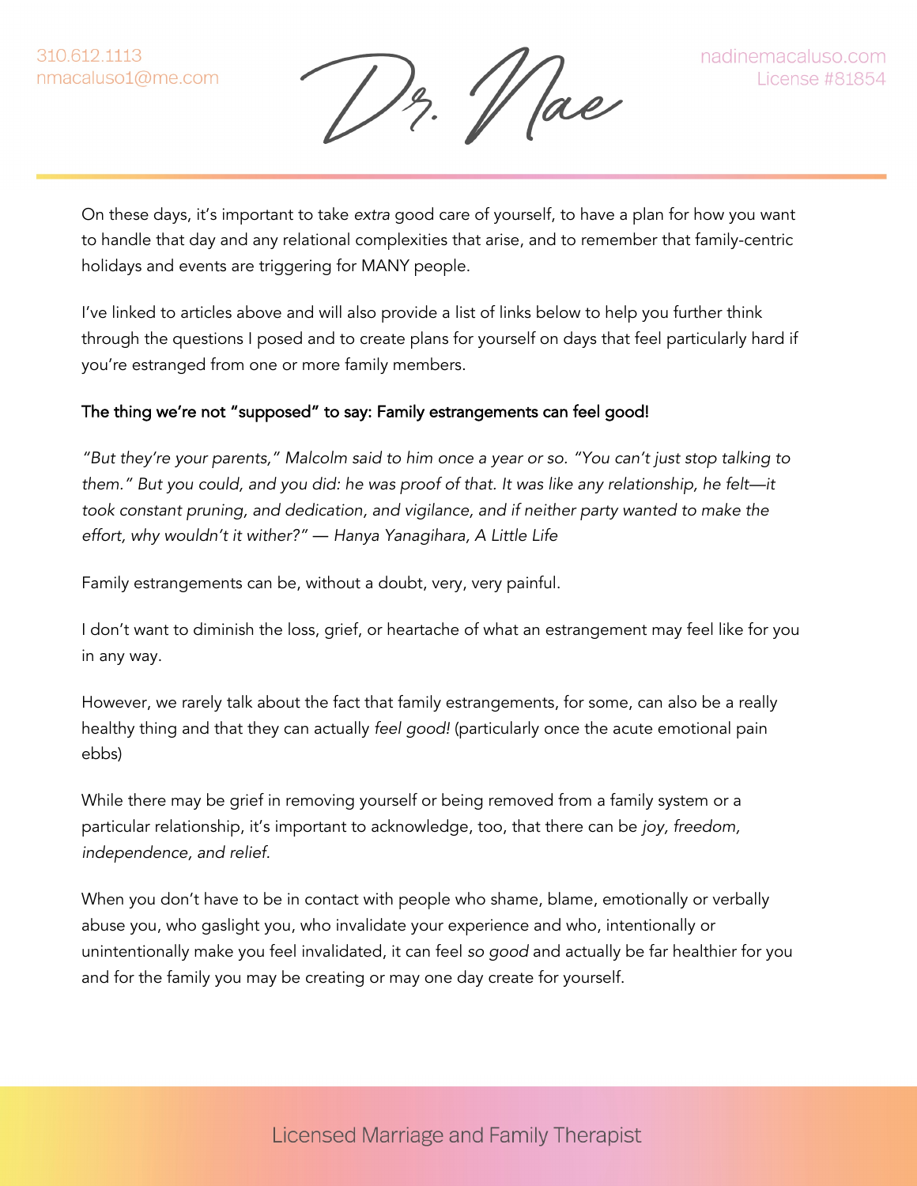On these days, it's important to take *extra* good care of yourself, to have a plan for how you want to handle that day and any relational complexities that arise, and to remember that family-centric holidays and events are triggering for MANY people.

I've linked to articles above and will also provide a list of links below to help you further think through the questions I posed and to create plans for yourself on days that feel particularly hard if you're estranged from one or more family members.

**The thing we're not "supposed" to say: Family estrangements can feel good!**

*"But they're your parents," Malcolm said to him once a year or so. "You can't just stop talking to them." But you could, and you did: he was proof of that. It was like any relationship, he felt—it took constant pruning, and dedication, and vigilance, and if neither party wanted to make the effort, why wouldn't it wither?" — Hanya Yanagihara, A Little Life*

Family estrangements can be, without a doubt, very, very painful.

I don't want to diminish the loss, grief, or heartache of what an estrangement may feel like for you in any way.

However, we rarely talk about the fact that family estrangements, for some, can also be a really healthy thing and that they can actually *feel good!* (particularly once the acute emotional pain ebbs)

While there may be grief in removing yourself or being removed from a family system or a particular relationship, it's important to acknowledge, too, that there can be *joy, freedom, independence, and relief.*

When you don't have to be in contact with people who shame, blame, emotionally or verbally abuse you, who gaslight you, who invalidate your experience and who, intentionally or unintentionally make you feel invalidated, it can feel *so good* and actually be far healthier for you and for the family you may be creating or may one day create for yourself.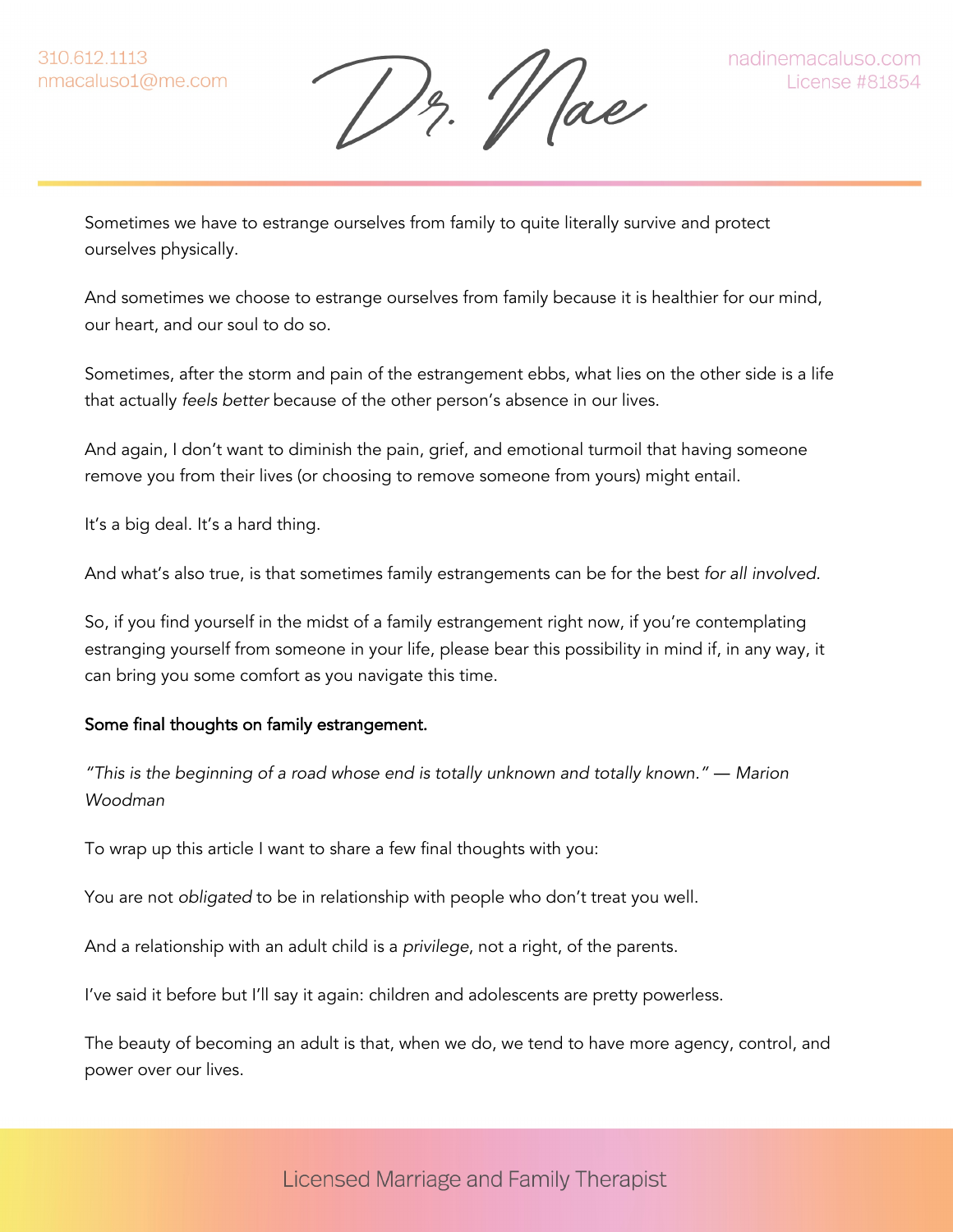Sometimes we have to estrange ourselves from family to quite literally survive and protect ourselves physically.

And sometimes we choose to estrange ourselves from family because it is healthier for our mind, our heart, and our soul to do so.

Sometimes, after the storm and pain of the estrangement ebbs, what lies on the other side is a life that actually *feels better* because of the other person's absence in our lives.

And again, I don't want to diminish the pain, grief, and emotional turmoil that having someone remove you from their lives (or choosing to remove someone from yours) might entail.

It's a big deal. It's a hard thing.

And what's also true, is that sometimes family estrangements can be for the best *for all involved.*

So, if you find yourself in the midst of a family estrangement right now, if you're contemplating estranging yourself from someone in your life, please bear this possibility in mind if, in any way, it can bring you some comfort as you navigate this time.

### Some final thoughts on family estrangement.

*"This is the beginning of a road whose end is totally unknown and totally known." — Marion Woodman*

To wrap up this article I want to share a few final thoughts with you:

You are not *obligated* to be in relationship with people who don't treat you well.

And a relationship with an adult child is a *privilege*, not a right, of the parents.

I've said it before but I'll say it again: children and adolescents are pretty powerless.

The beauty of becoming an adult is that, when we do, we tend to have more agency, control, and power over our lives.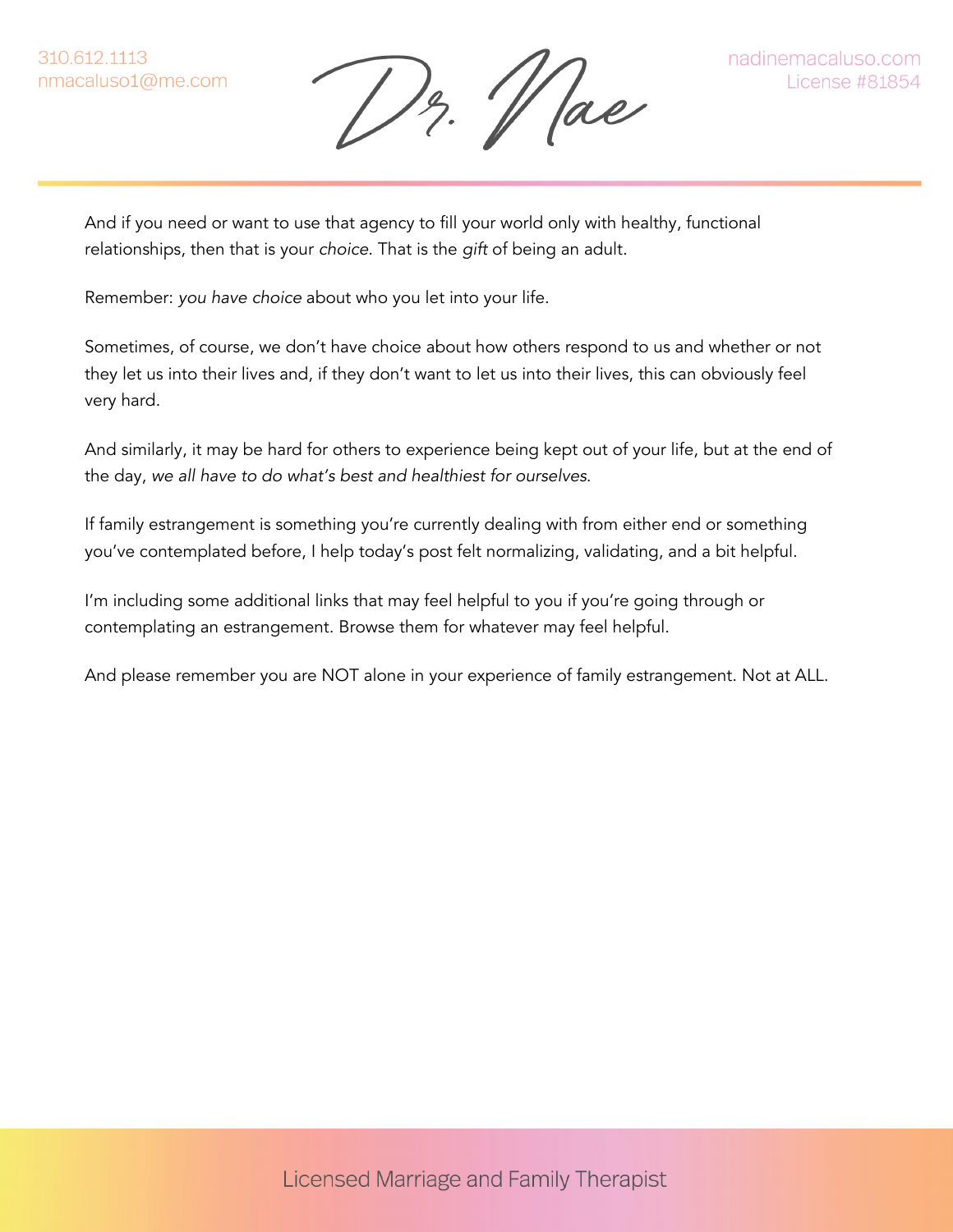And if you need or want to use that agency to fill your world only with healthy, functional relationships, then that is your *choice*. That is the *gift* of being an adult.

Remember: *you have choice* about who you let into your life.

Sometimes, of course, we don't have choice about how others respond to us and whether or not they let us into their lives and, if they don't want to let us into their lives, this can obviously feel very hard.

And similarly, it may be hard for others to experience being kept out of your life, but at the end of the day, *we all have to do what's best and healthiest for ourselves.*

If family estrangement is something you're currently dealing with from either end or something you've contemplated before, I help today's post felt normalizing, validating, and a bit helpful.

I'm including some additional links that may feel helpful to you if you're going through or contemplating an estrangement. Browse them for whatever may feel helpful.

And please remember you are NOT alone in your experience of family estrangement. Not at ALL.